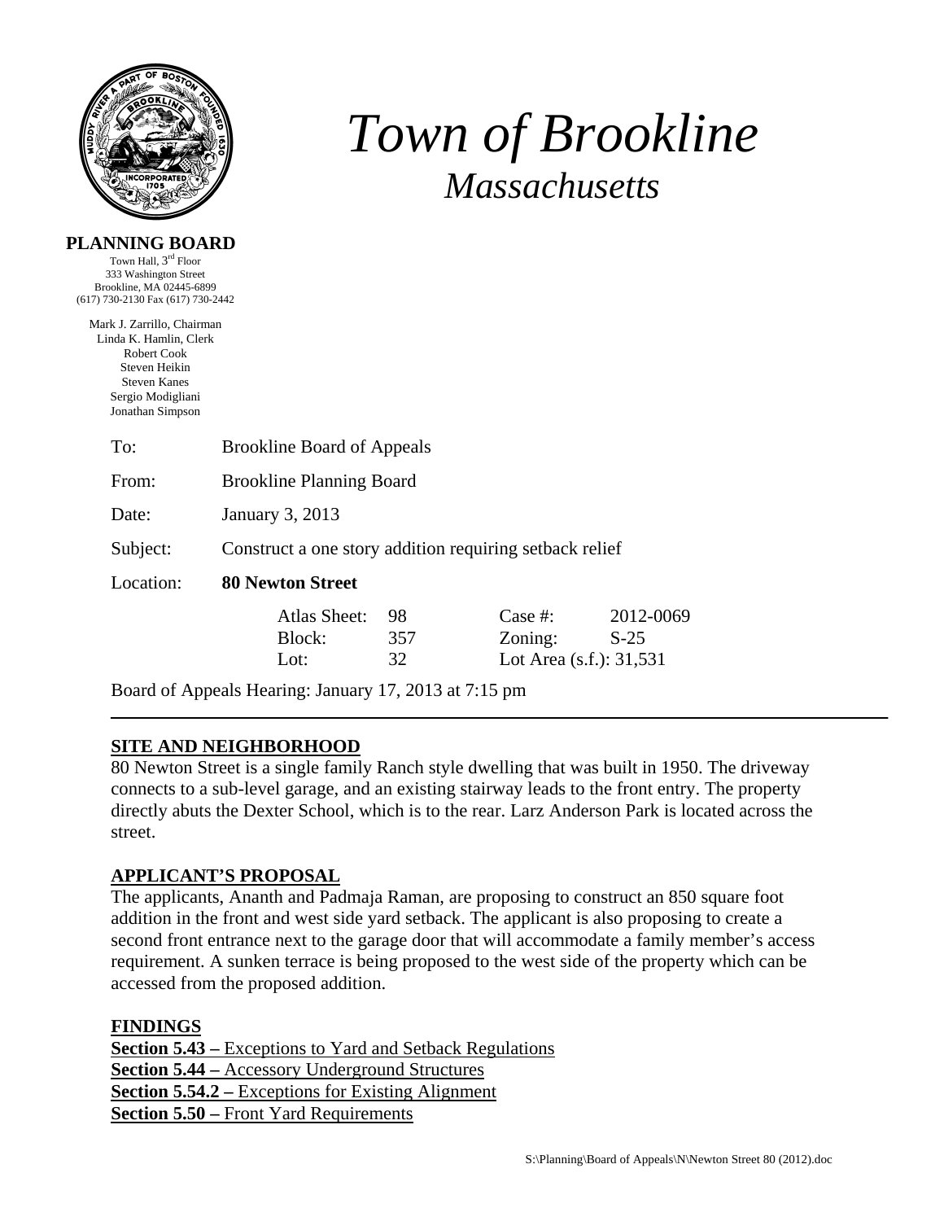# *Town of Brookline*

## *Massachusetts*

**PLANNING BOARD**

Town Hall, 3rd Floor
333 Washington Street
Brookline, MA 02445-6899
(617) 730-2130 Fax (617) 730-2442

Mark J. Zarrillo, Chairman
Linda K. Hamlin, Clerk
Robert Cook
Steven Heikin
Steven Kanes
Sergio Modigliani
Jonathan Simpson

To: Brookline Board of Appeals

From: Brookline Planning Board

Date: January 3, 2013

Subject: Construct a one story addition requiring setback relief

Location: **80 Newton Street**

| | | | |
|---|---|---|---|
| Atlas Sheet: | 98 | Case #: | 2012-0069 |
| Block: | 357 | Zoning: | S-25 |
| Lot: | 32 | Lot Area (s.f.): 31,531 | |

Board of Appeals Hearing: January 17, 2013 at 7:15 pm

---

**SITE AND NEIGHBORHOOD**

80 Newton Street is a single family Ranch style dwelling that was built in 1950. The driveway connects to a sub-level garage, and an existing stairway leads to the front entry. The property directly abuts the Dexter School, which is to the rear. Larz Anderson Park is located across the street.

**APPLICANT'S PROPOSAL**

The applicants, Ananth and Padmaja Raman, are proposing to construct an 850 square foot addition in the front and west side yard setback. The applicant is also proposing to create a second front entrance next to the garage door that will accommodate a family member's access requirement. A sunken terrace is being proposed to the west side of the property which can be accessed from the proposed addition.

**FINDINGS**

**Section 5.43 –** Exceptions to Yard and Setback Regulations
**Section 5.44 –** Accessory Underground Structures
**Section 5.54.2 –** Exceptions for Existing Alignment
**Section 5.50 –** Front Yard Requirements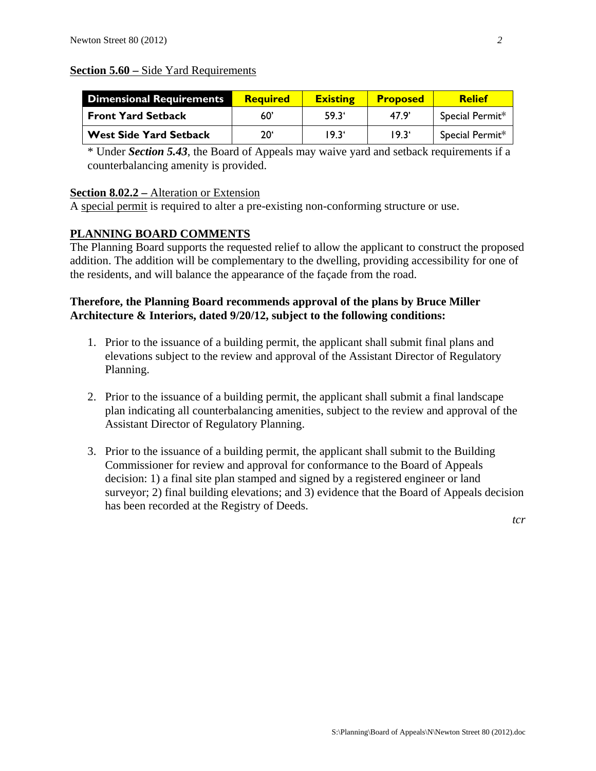**Section 5.60 –** Side Yard Requirements

| Dimensional Requirements | Required | Existing | Proposed | Relief |
|---|---|---|---|---|
| Front Yard Setback | 60' | 59.3' | 47.9' | Special Permit* |
| West Side Yard Setback | 20' | 19.3' | 19.3' | Special Permit* |

* Under ***Section 5.43***, the Board of Appeals may waive yard and setback requirements if a counterbalancing amenity is provided.

**Section 8.02.2 –** Alteration or Extension

A special permit is required to alter a pre-existing non-conforming structure or use.

## PLANNING BOARD COMMENTS

The Planning Board supports the requested relief to allow the applicant to construct the proposed addition. The addition will be complementary to the dwelling, providing accessibility for one of the residents, and will balance the appearance of the façade from the road.

**Therefore, the Planning Board recommends approval of the plans by Bruce Miller Architecture & Interiors, dated 9/20/12, subject to the following conditions:**

1. Prior to the issuance of a building permit, the applicant shall submit final plans and elevations subject to the review and approval of the Assistant Director of Regulatory Planning.

2. Prior to the issuance of a building permit, the applicant shall submit a final landscape plan indicating all counterbalancing amenities, subject to the review and approval of the Assistant Director of Regulatory Planning.

3. Prior to the issuance of a building permit, the applicant shall submit to the Building Commissioner for review and approval for conformance to the Board of Appeals decision: 1) a final site plan stamped and signed by a registered engineer or land surveyor; 2) final building elevations; and 3) evidence that the Board of Appeals decision has been recorded at the Registry of Deeds.

*tcr*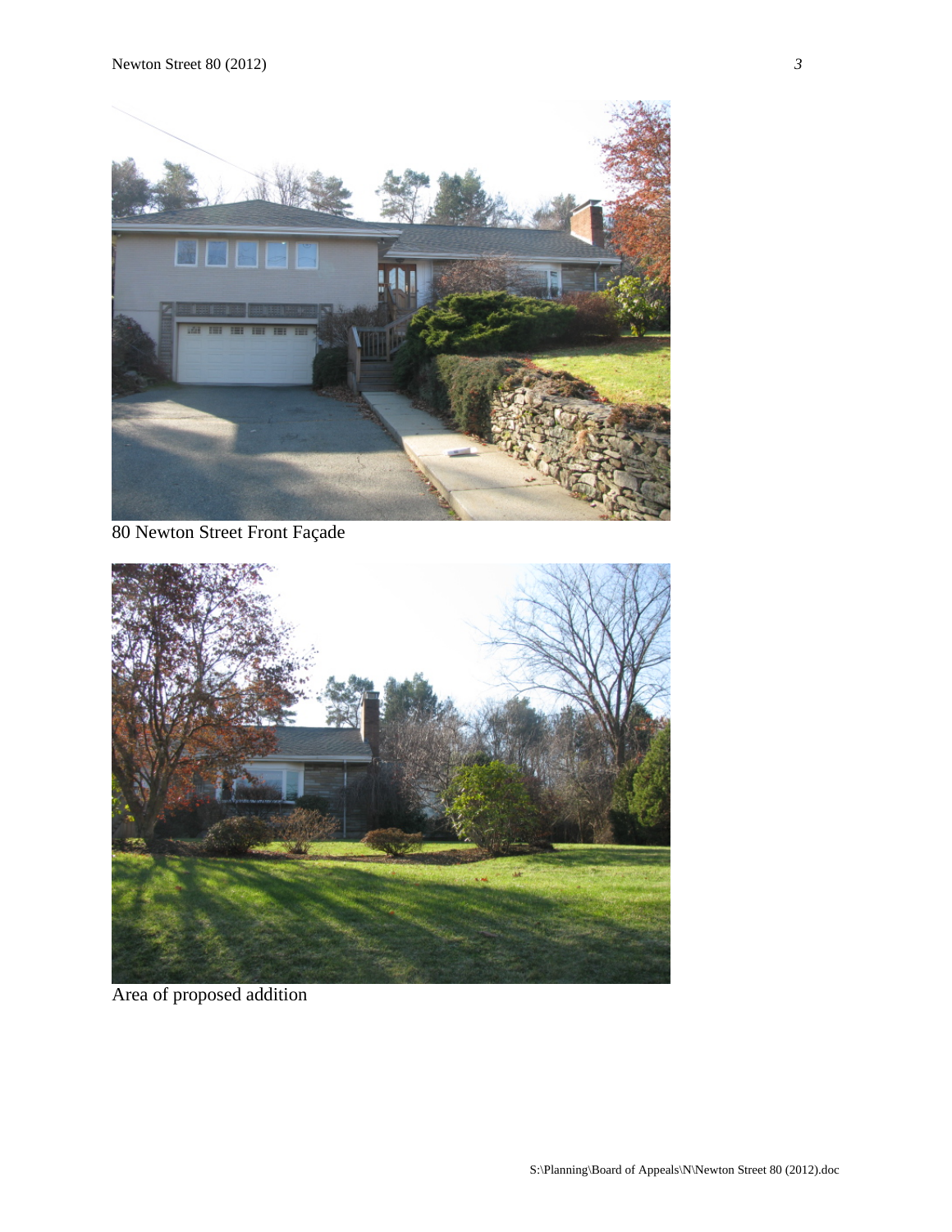80 Newton Street Front Façade

Area of proposed addition